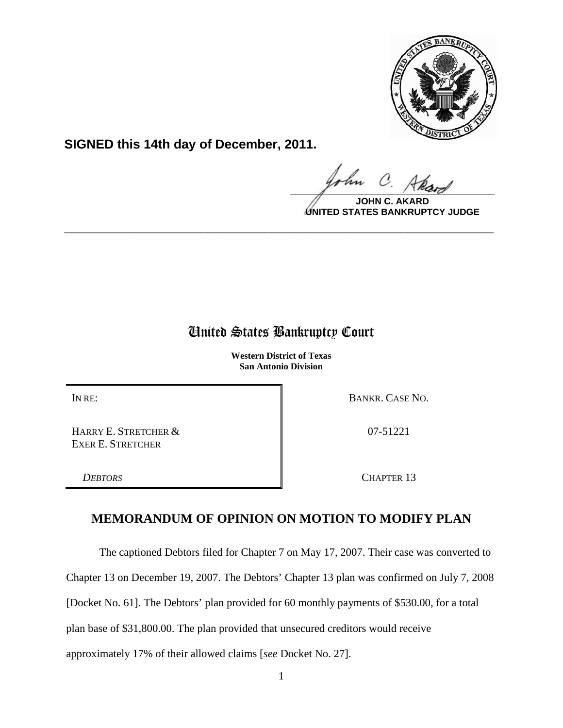**SIGNED this 14th day of December, 2011.**

**JOHN C. AKARD**
**UNITED STATES BANKRUPTCY JUDGE**

---

# United States Bankruptcy Court

**Western District of Texas**
**San Antonio Division**

| | |
|---|---|
| IN RE: | BANKR. CASE NO. |
| HARRY E. STRETCHER & EXER E. STRETCHER | 07-51221 |
| *DEBTORS* | CHAPTER 13 |

## MEMORANDUM OF OPINION ON MOTION TO MODIFY PLAN

The captioned Debtors filed for Chapter 7 on May 17, 2007. Their case was converted to Chapter 13 on December 19, 2007. The Debtors' Chapter 13 plan was confirmed on July 7, 2008 [Docket No. 61]. The Debtors' plan provided for 60 monthly payments of $530.00, for a total plan base of $31,800.00. The plan provided that unsecured creditors would receive approximately 17% of their allowed claims [*see* Docket No. 27].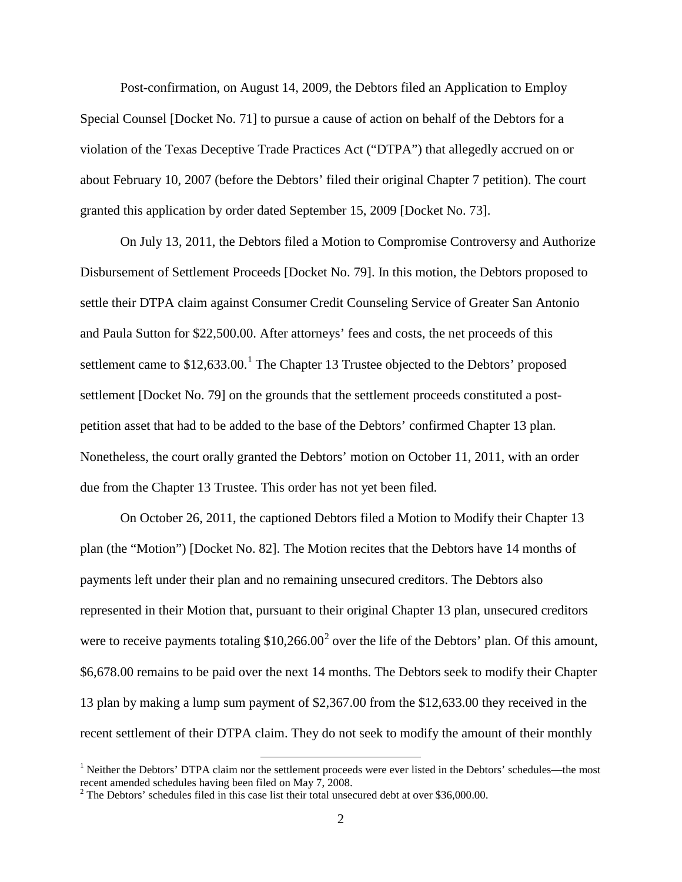Post-confirmation, on August 14, 2009, the Debtors filed an Application to Employ Special Counsel [Docket No. 71] to pursue a cause of action on behalf of the Debtors for a violation of the Texas Deceptive Trade Practices Act ("DTPA") that allegedly accrued on or about February 10, 2007 (before the Debtors' filed their original Chapter 7 petition). The court granted this application by order dated September 15, 2009 [Docket No. 73].

On July 13, 2011, the Debtors filed a Motion to Compromise Controversy and Authorize Disbursement of Settlement Proceeds [Docket No. 79]. In this motion, the Debtors proposed to settle their DTPA claim against Consumer Credit Counseling Service of Greater San Antonio and Paula Sutton for $22,500.00. After attorneys' fees and costs, the net proceeds of this settlement came to $12,633.00.[1] The Chapter 13 Trustee objected to the Debtors' proposed settlement [Docket No. 79] on the grounds that the settlement proceeds constituted a post-petition asset that had to be added to the base of the Debtors' confirmed Chapter 13 plan. Nonetheless, the court orally granted the Debtors' motion on October 11, 2011, with an order due from the Chapter 13 Trustee. This order has not yet been filed.

On October 26, 2011, the captioned Debtors filed a Motion to Modify their Chapter 13 plan (the "Motion") [Docket No. 82]. The Motion recites that the Debtors have 14 months of payments left under their plan and no remaining unsecured creditors. The Debtors also represented in their Motion that, pursuant to their original Chapter 13 plan, unsecured creditors were to receive payments totaling $10,266.00[2] over the life of the Debtors' plan. Of this amount, $6,678.00 remains to be paid over the next 14 months. The Debtors seek to modify their Chapter 13 plan by making a lump sum payment of $2,367.00 from the $12,633.00 they received in the recent settlement of their DTPA claim. They do not seek to modify the amount of their monthly

---

[1] Neither the Debtors' DTPA claim nor the settlement proceeds were ever listed in the Debtors' schedules—the most recent amended schedules having been filed on May 7, 2008.

[2] The Debtors' schedules filed in this case list their total unsecured debt at over $36,000.00.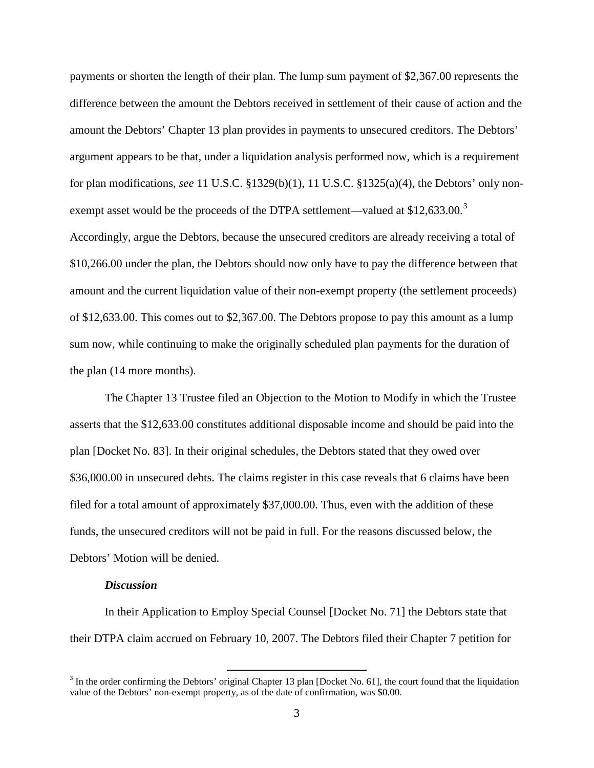payments or shorten the length of their plan. The lump sum payment of $2,367.00 represents the difference between the amount the Debtors received in settlement of their cause of action and the amount the Debtors' Chapter 13 plan provides in payments to unsecured creditors. The Debtors' argument appears to be that, under a liquidation analysis performed now, which is a requirement for plan modifications, *see* 11 U.S.C. §1329(b)(1), 11 U.S.C. §1325(a)(4), the Debtors' only non-exempt asset would be the proceeds of the DTPA settlement—valued at $12,633.00.[3] Accordingly, argue the Debtors, because the unsecured creditors are already receiving a total of $10,266.00 under the plan, the Debtors should now only have to pay the difference between that amount and the current liquidation value of their non-exempt property (the settlement proceeds) of $12,633.00. This comes out to $2,367.00. The Debtors propose to pay this amount as a lump sum now, while continuing to make the originally scheduled plan payments for the duration of the plan (14 more months).

The Chapter 13 Trustee filed an Objection to the Motion to Modify in which the Trustee asserts that the $12,633.00 constitutes additional disposable income and should be paid into the plan [Docket No. 83]. In their original schedules, the Debtors stated that they owed over $36,000.00 in unsecured debts. The claims register in this case reveals that 6 claims have been filed for a total amount of approximately $37,000.00. Thus, even with the addition of these funds, the unsecured creditors will not be paid in full. For the reasons discussed below, the Debtors' Motion will be denied.

***Discussion***

In their Application to Employ Special Counsel [Docket No. 71] the Debtors state that their DTPA claim accrued on February 10, 2007. The Debtors filed their Chapter 7 petition for

[3] In the order confirming the Debtors' original Chapter 13 plan [Docket No. 61], the court found that the liquidation value of the Debtors' non-exempt property, as of the date of confirmation, was $0.00.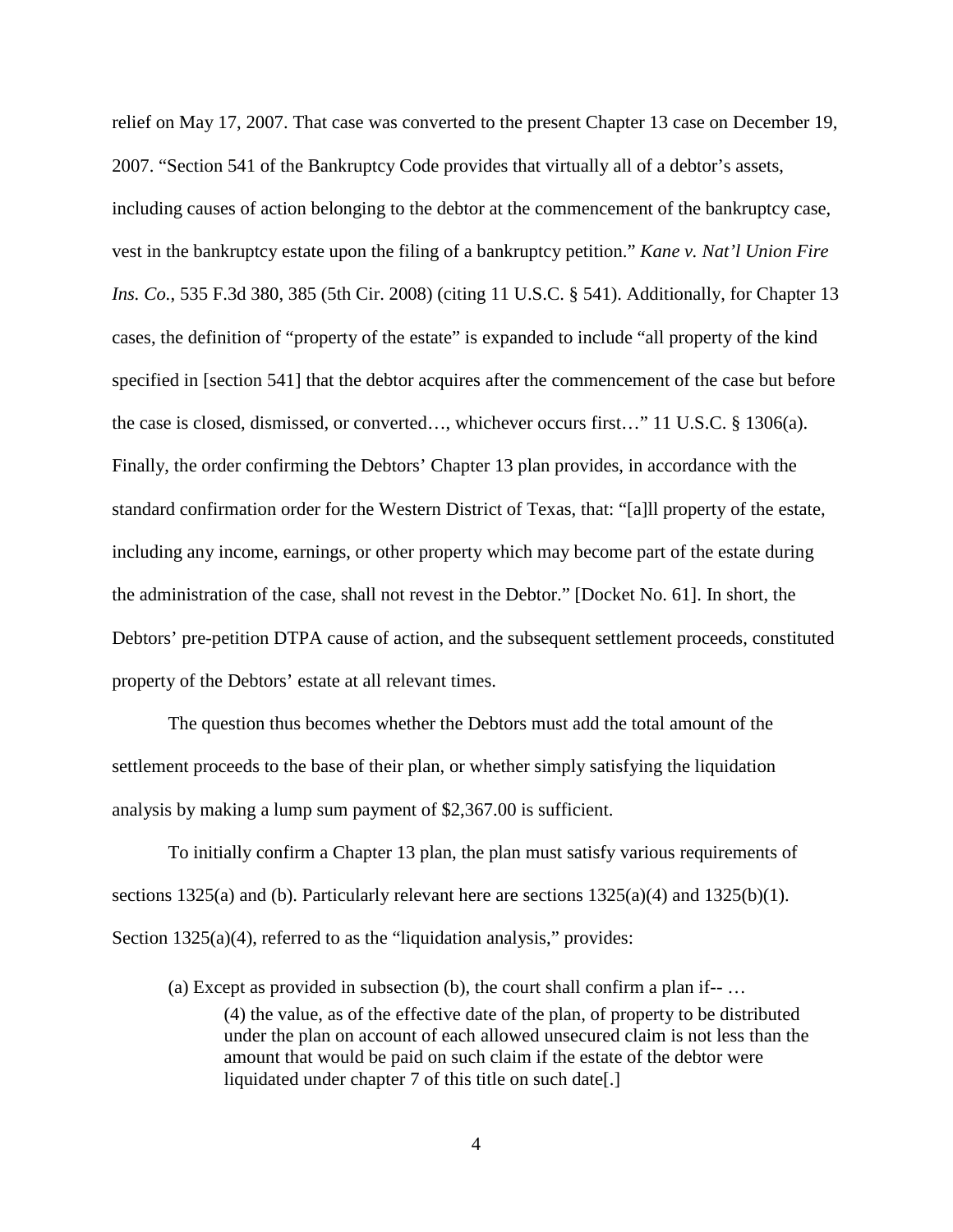relief on May 17, 2007. That case was converted to the present Chapter 13 case on December 19, 2007. "Section 541 of the Bankruptcy Code provides that virtually all of a debtor's assets, including causes of action belonging to the debtor at the commencement of the bankruptcy case, vest in the bankruptcy estate upon the filing of a bankruptcy petition." *Kane v. Nat'l Union Fire Ins. Co.*, 535 F.3d 380, 385 (5th Cir. 2008) (citing 11 U.S.C. § 541). Additionally, for Chapter 13 cases, the definition of "property of the estate" is expanded to include "all property of the kind specified in [section 541] that the debtor acquires after the commencement of the case but before the case is closed, dismissed, or converted…, whichever occurs first…" 11 U.S.C. § 1306(a). Finally, the order confirming the Debtors' Chapter 13 plan provides, in accordance with the standard confirmation order for the Western District of Texas, that: "[a]ll property of the estate, including any income, earnings, or other property which may become part of the estate during the administration of the case, shall not revest in the Debtor." [Docket No. 61]. In short, the Debtors' pre-petition DTPA cause of action, and the subsequent settlement proceeds, constituted property of the Debtors' estate at all relevant times.

The question thus becomes whether the Debtors must add the total amount of the settlement proceeds to the base of their plan, or whether simply satisfying the liquidation analysis by making a lump sum payment of $2,367.00 is sufficient.

To initially confirm a Chapter 13 plan, the plan must satisfy various requirements of sections 1325(a) and (b). Particularly relevant here are sections 1325(a)(4) and 1325(b)(1). Section 1325(a)(4), referred to as the "liquidation analysis," provides:

> (a) Except as provided in subsection (b), the court shall confirm a plan if-- …
>
> > (4) the value, as of the effective date of the plan, of property to be distributed under the plan on account of each allowed unsecured claim is not less than the amount that would be paid on such claim if the estate of the debtor were liquidated under chapter 7 of this title on such date[.]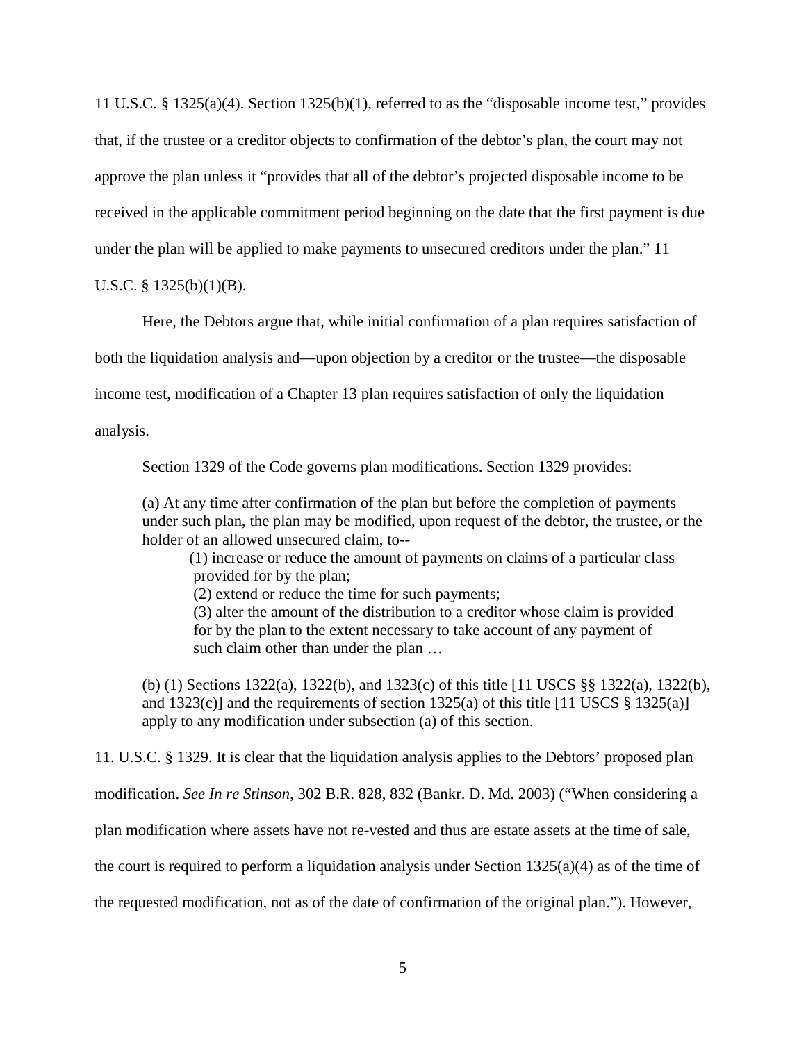11 U.S.C. § 1325(a)(4). Section 1325(b)(1), referred to as the "disposable income test," provides that, if the trustee or a creditor objects to confirmation of the debtor's plan, the court may not approve the plan unless it "provides that all of the debtor's projected disposable income to be received in the applicable commitment period beginning on the date that the first payment is due under the plan will be applied to make payments to unsecured creditors under the plan." 11 U.S.C. § 1325(b)(1)(B).

Here, the Debtors argue that, while initial confirmation of a plan requires satisfaction of both the liquidation analysis and—upon objection by a creditor or the trustee—the disposable income test, modification of a Chapter 13 plan requires satisfaction of only the liquidation analysis.

Section 1329 of the Code governs plan modifications. Section 1329 provides:

> (a) At any time after confirmation of the plan but before the completion of payments under such plan, the plan may be modified, upon request of the debtor, the trustee, or the holder of an allowed unsecured claim, to--
>
> (1) increase or reduce the amount of payments on claims of a particular class provided for by the plan;
>
> (2) extend or reduce the time for such payments;
>
> (3) alter the amount of the distribution to a creditor whose claim is provided for by the plan to the extent necessary to take account of any payment of such claim other than under the plan …
>
> (b) (1) Sections 1322(a), 1322(b), and 1323(c) of this title [11 USCS §§ 1322(a), 1322(b), and 1323(c)] and the requirements of section 1325(a) of this title [11 USCS § 1325(a)] apply to any modification under subsection (a) of this section.

11. U.S.C. § 1329. It is clear that the liquidation analysis applies to the Debtors' proposed plan modification. *See In re Stinson*, 302 B.R. 828, 832 (Bankr. D. Md. 2003) ("When considering a plan modification where assets have not re-vested and thus are estate assets at the time of sale, the court is required to perform a liquidation analysis under Section 1325(a)(4) as of the time of the requested modification, not as of the date of confirmation of the original plan."). However,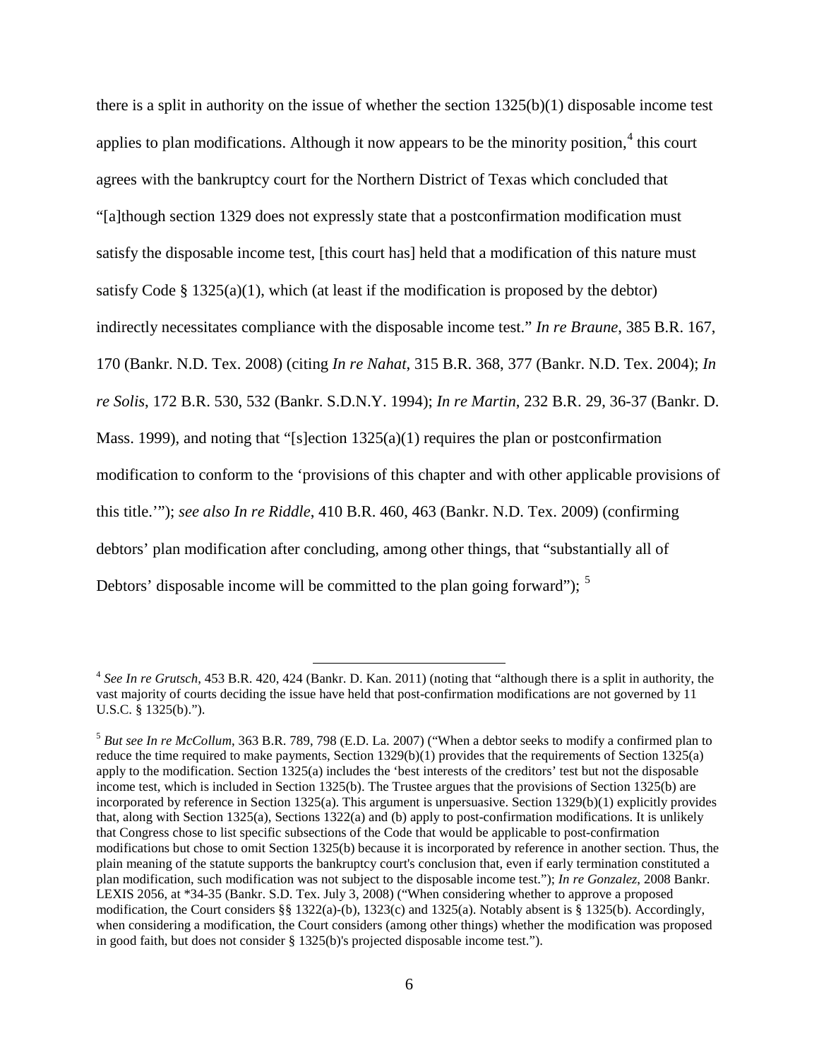there is a split in authority on the issue of whether the section 1325(b)(1) disposable income test applies to plan modifications. Although it now appears to be the minority position,[4] this court agrees with the bankruptcy court for the Northern District of Texas which concluded that "[a]though section 1329 does not expressly state that a postconfirmation modification must satisfy the disposable income test, [this court has] held that a modification of this nature must satisfy Code § 1325(a)(1), which (at least if the modification is proposed by the debtor) indirectly necessitates compliance with the disposable income test." *In re Braune*, 385 B.R. 167, 170 (Bankr. N.D. Tex. 2008) (citing *In re Nahat*, 315 B.R. 368, 377 (Bankr. N.D. Tex. 2004); *In re Solis*, 172 B.R. 530, 532 (Bankr. S.D.N.Y. 1994); *In re Martin*, 232 B.R. 29, 36-37 (Bankr. D. Mass. 1999), and noting that "[s]ection 1325(a)(1) requires the plan or postconfirmation modification to conform to the 'provisions of this chapter and with other applicable provisions of this title.'"); *see also In re Riddle*, 410 B.R. 460, 463 (Bankr. N.D. Tex. 2009) (confirming debtors' plan modification after concluding, among other things, that "substantially all of Debtors' disposable income will be committed to the plan going forward"); [5]

---

[4] *See In re Grutsch*, 453 B.R. 420, 424 (Bankr. D. Kan. 2011) (noting that "although there is a split in authority, the vast majority of courts deciding the issue have held that post-confirmation modifications are not governed by 11 U.S.C. § 1325(b).").

[5] *But see In re McCollum*, 363 B.R. 789, 798 (E.D. La. 2007) ("When a debtor seeks to modify a confirmed plan to reduce the time required to make payments, Section 1329(b)(1) provides that the requirements of Section 1325(a) apply to the modification. Section 1325(a) includes the 'best interests of the creditors' test but not the disposable income test, which is included in Section 1325(b). The Trustee argues that the provisions of Section 1325(b) are incorporated by reference in Section 1325(a). This argument is unpersuasive. Section 1329(b)(1) explicitly provides that, along with Section 1325(a), Sections 1322(a) and (b) apply to post-confirmation modifications. It is unlikely that Congress chose to list specific subsections of the Code that would be applicable to post-confirmation modifications but chose to omit Section 1325(b) because it is incorporated by reference in another section. Thus, the plain meaning of the statute supports the bankruptcy court's conclusion that, even if early termination constituted a plan modification, such modification was not subject to the disposable income test."); *In re Gonzalez*, 2008 Bankr. LEXIS 2056, at *34-35 (Bankr. S.D. Tex. July 3, 2008) ("When considering whether to approve a proposed modification, the Court considers §§ 1322(a)-(b), 1323(c) and 1325(a). Notably absent is § 1325(b). Accordingly, when considering a modification, the Court considers (among other things) whether the modification was proposed in good faith, but does not consider § 1325(b)'s projected disposable income test.").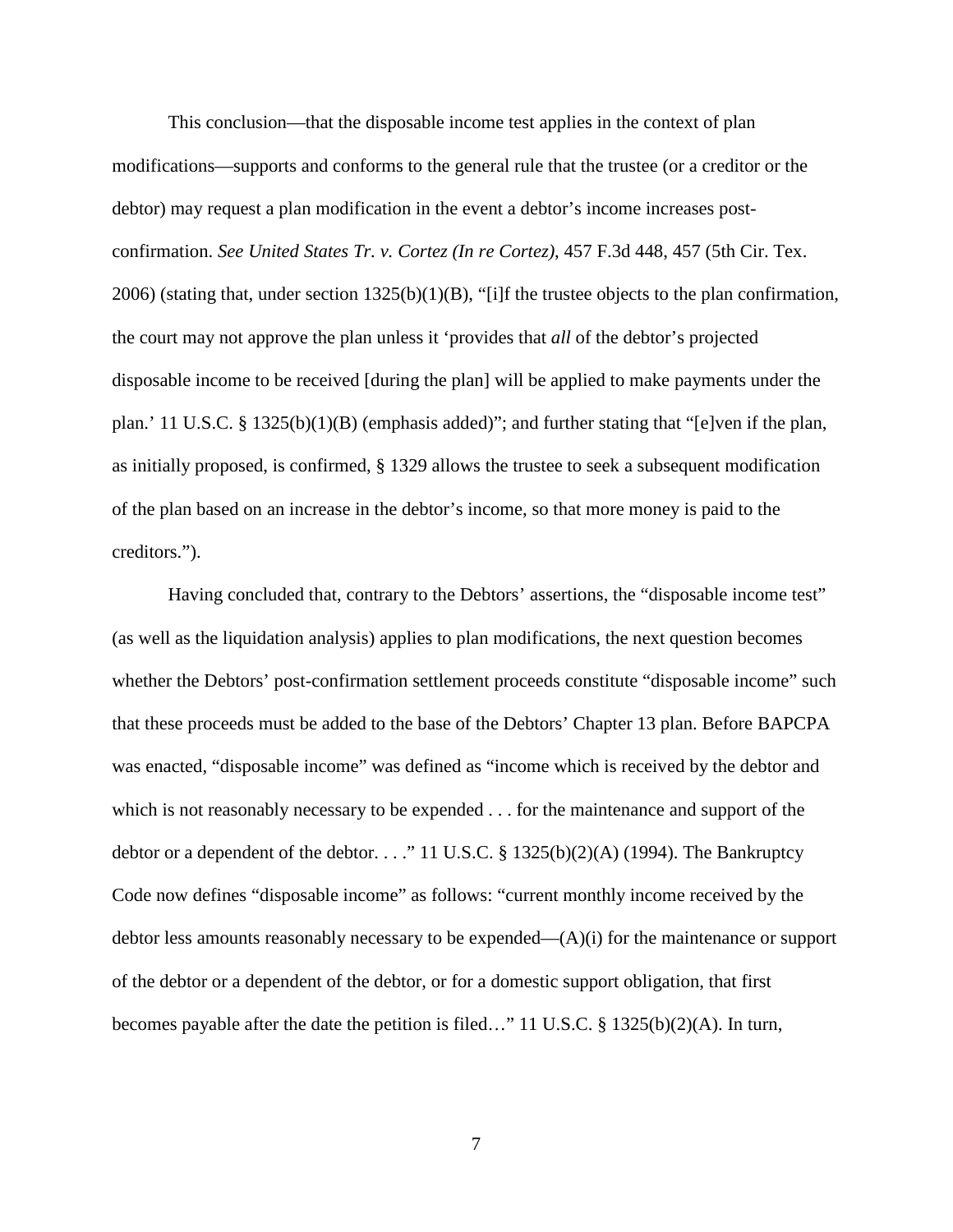This conclusion—that the disposable income test applies in the context of plan modifications—supports and conforms to the general rule that the trustee (or a creditor or the debtor) may request a plan modification in the event a debtor's income increases post-confirmation. *See United States Tr. v. Cortez (In re Cortez)*, 457 F.3d 448, 457 (5th Cir. Tex. 2006) (stating that, under section 1325(b)(1)(B), "[i]f the trustee objects to the plan confirmation, the court may not approve the plan unless it 'provides that *all* of the debtor's projected disposable income to be received [during the plan] will be applied to make payments under the plan.' 11 U.S.C. § 1325(b)(1)(B) (emphasis added)"; and further stating that "[e]ven if the plan, as initially proposed, is confirmed, § 1329 allows the trustee to seek a subsequent modification of the plan based on an increase in the debtor's income, so that more money is paid to the creditors.").

Having concluded that, contrary to the Debtors' assertions, the "disposable income test" (as well as the liquidation analysis) applies to plan modifications, the next question becomes whether the Debtors' post-confirmation settlement proceeds constitute "disposable income" such that these proceeds must be added to the base of the Debtors' Chapter 13 plan. Before BAPCPA was enacted, "disposable income" was defined as "income which is received by the debtor and which is not reasonably necessary to be expended . . . for the maintenance and support of the debtor or a dependent of the debtor. . . ." 11 U.S.C. § 1325(b)(2)(A) (1994). The Bankruptcy Code now defines "disposable income" as follows: "current monthly income received by the debtor less amounts reasonably necessary to be expended—(A)(i) for the maintenance or support of the debtor or a dependent of the debtor, or for a domestic support obligation, that first becomes payable after the date the petition is filed…" 11 U.S.C. § 1325(b)(2)(A). In turn,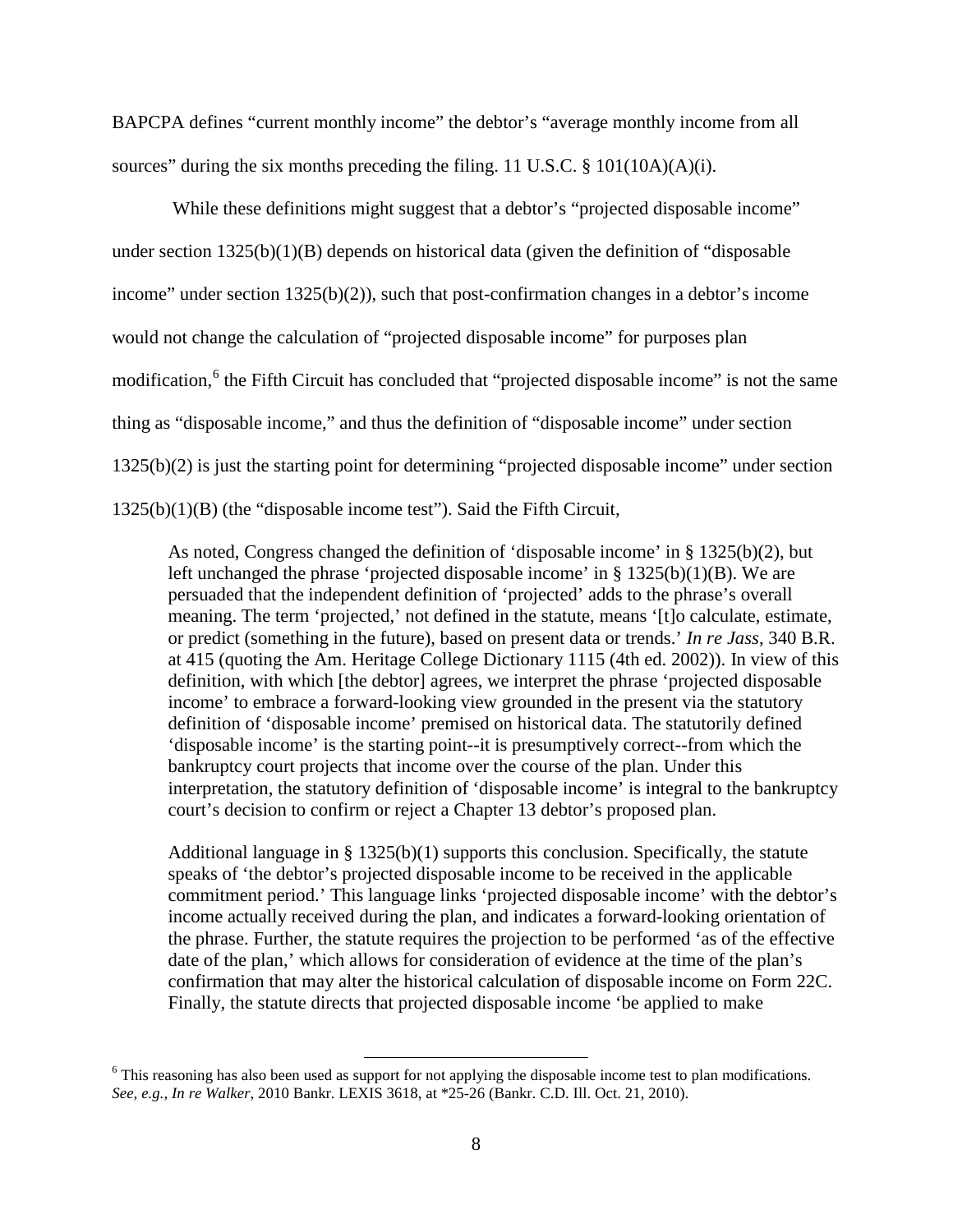BAPCPA defines "current monthly income" the debtor's "average monthly income from all sources" during the six months preceding the filing. 11 U.S.C. § 101(10A)(A)(i).

While these definitions might suggest that a debtor's "projected disposable income" under section 1325(b)(1)(B) depends on historical data (given the definition of "disposable income" under section 1325(b)(2)), such that post-confirmation changes in a debtor's income would not change the calculation of "projected disposable income" for purposes plan modification,[6] the Fifth Circuit has concluded that "projected disposable income" is not the same thing as "disposable income," and thus the definition of "disposable income" under section 1325(b)(2) is just the starting point for determining "projected disposable income" under section 1325(b)(1)(B) (the "disposable income test"). Said the Fifth Circuit,

> As noted, Congress changed the definition of 'disposable income' in § 1325(b)(2), but left unchanged the phrase 'projected disposable income' in § 1325(b)(1)(B). We are persuaded that the independent definition of 'projected' adds to the phrase's overall meaning. The term 'projected,' not defined in the statute, means '[t]o calculate, estimate, or predict (something in the future), based on present data or trends.' *In re Jass*, 340 B.R. at 415 (quoting the Am. Heritage College Dictionary 1115 (4th ed. 2002)). In view of this definition, with which [the debtor] agrees, we interpret the phrase 'projected disposable income' to embrace a forward-looking view grounded in the present via the statutory definition of 'disposable income' premised on historical data. The statutorily defined 'disposable income' is the starting point--it is presumptively correct--from which the bankruptcy court projects that income over the course of the plan. Under this interpretation, the statutory definition of 'disposable income' is integral to the bankruptcy court's decision to confirm or reject a Chapter 13 debtor's proposed plan.
>
> Additional language in § 1325(b)(1) supports this conclusion. Specifically, the statute speaks of 'the debtor's projected disposable income to be received in the applicable commitment period.' This language links 'projected disposable income' with the debtor's income actually received during the plan, and indicates a forward-looking orientation of the phrase. Further, the statute requires the projection to be performed 'as of the effective date of the plan,' which allows for consideration of evidence at the time of the plan's confirmation that may alter the historical calculation of disposable income on Form 22C. Finally, the statute directs that projected disposable income 'be applied to make

[6] This reasoning has also been used as support for not applying the disposable income test to plan modifications. *See, e.g., In re Walker*, 2010 Bankr. LEXIS 3618, at *25-26 (Bankr. C.D. Ill. Oct. 21, 2010).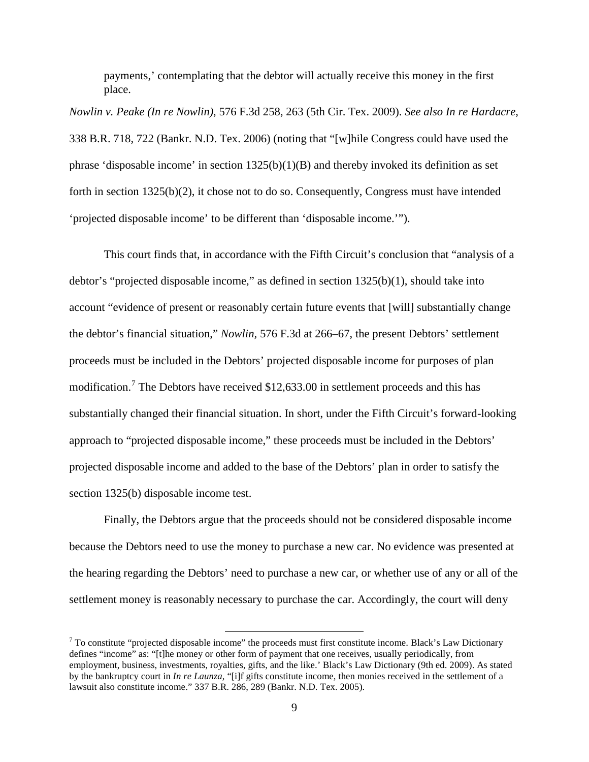payments,' contemplating that the debtor will actually receive this money in the first place.

*Nowlin v. Peake (In re Nowlin)*, 576 F.3d 258, 263 (5th Cir. Tex. 2009). *See also In re Hardacre*, 338 B.R. 718, 722 (Bankr. N.D. Tex. 2006) (noting that "[w]hile Congress could have used the phrase 'disposable income' in section 1325(b)(1)(B) and thereby invoked its definition as set forth in section 1325(b)(2), it chose not to do so. Consequently, Congress must have intended 'projected disposable income' to be different than 'disposable income.'").

This court finds that, in accordance with the Fifth Circuit's conclusion that "analysis of a debtor's "projected disposable income," as defined in section 1325(b)(1), should take into account "evidence of present or reasonably certain future events that [will] substantially change the debtor's financial situation," *Nowlin*, 576 F.3d at 266–67, the present Debtors' settlement proceeds must be included in the Debtors' projected disposable income for purposes of plan modification.[7] The Debtors have received $12,633.00 in settlement proceeds and this has substantially changed their financial situation. In short, under the Fifth Circuit's forward-looking approach to "projected disposable income," these proceeds must be included in the Debtors' projected disposable income and added to the base of the Debtors' plan in order to satisfy the section 1325(b) disposable income test.

Finally, the Debtors argue that the proceeds should not be considered disposable income because the Debtors need to use the money to purchase a new car. No evidence was presented at the hearing regarding the Debtors' need to purchase a new car, or whether use of any or all of the settlement money is reasonably necessary to purchase the car. Accordingly, the court will deny

---

[7] To constitute "projected disposable income" the proceeds must first constitute income. Black's Law Dictionary defines "income" as: "[t]he money or other form of payment that one receives, usually periodically, from employment, business, investments, royalties, gifts, and the like.' Black's Law Dictionary (9th ed. 2009). As stated by the bankruptcy court in *In re Launza*, "[i]f gifts constitute income, then monies received in the settlement of a lawsuit also constitute income." 337 B.R. 286, 289 (Bankr. N.D. Tex. 2005).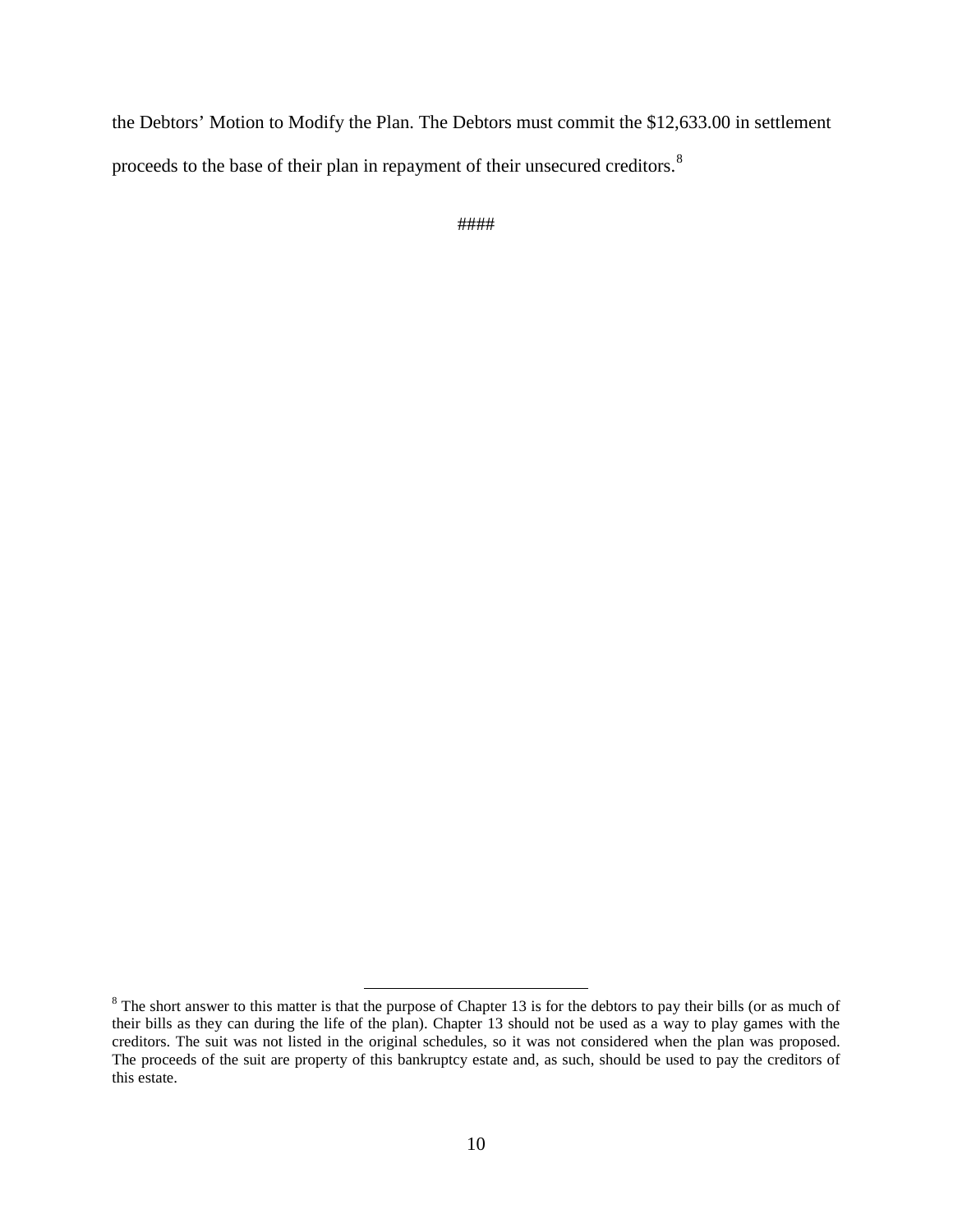the Debtors' Motion to Modify the Plan. The Debtors must commit the $12,633.00 in settlement proceeds to the base of their plan in repayment of their unsecured creditors.[8]

####

[8] The short answer to this matter is that the purpose of Chapter 13 is for the debtors to pay their bills (or as much of their bills as they can during the life of the plan). Chapter 13 should not be used as a way to play games with the creditors. The suit was not listed in the original schedules, so it was not considered when the plan was proposed. The proceeds of the suit are property of this bankruptcy estate and, as such, should be used to pay the creditors of this estate.